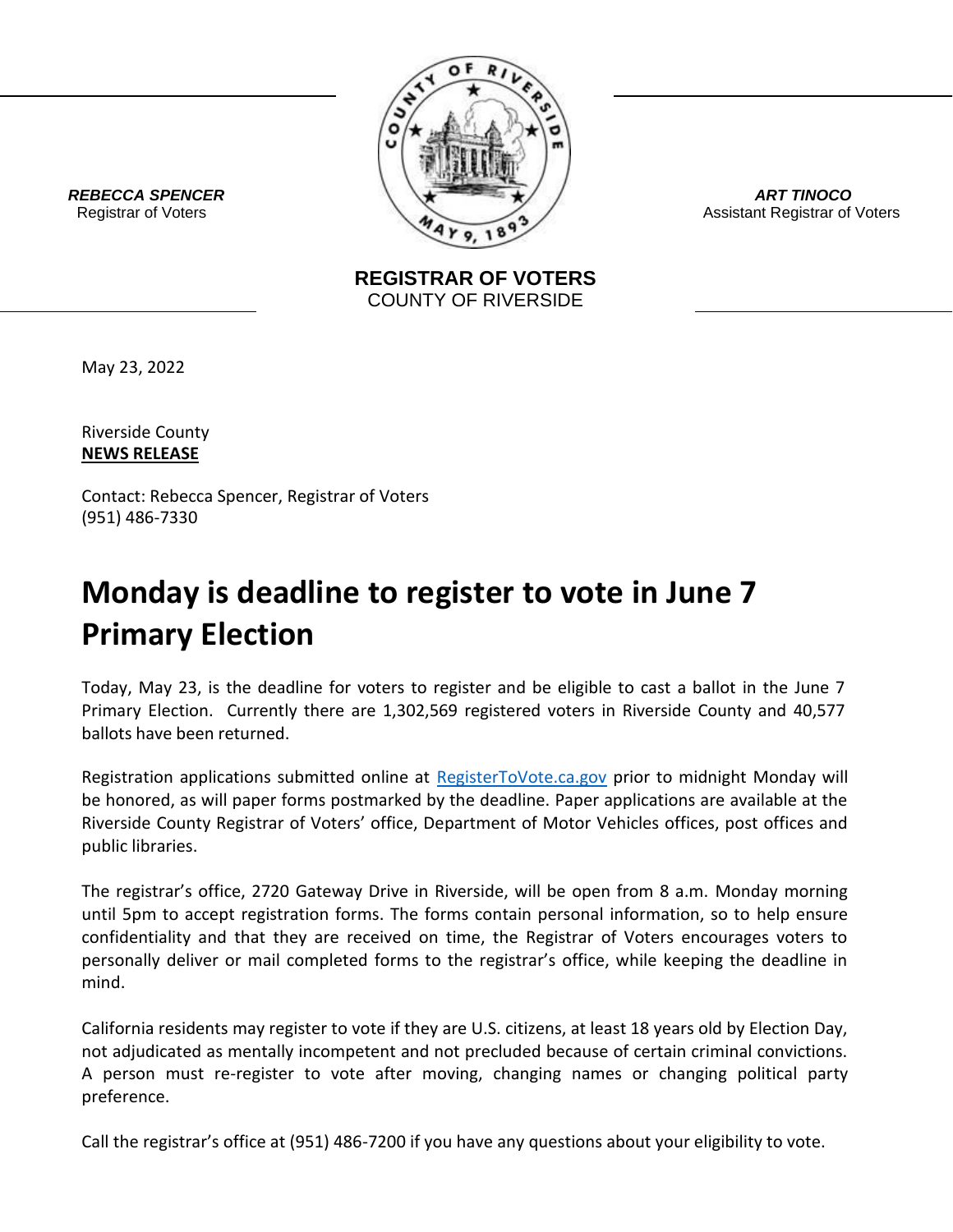***REBECCA SPENCER***
Registrar of Voters

***ART TINOCO***
Assistant Registrar of Voters

**REGISTRAR OF VOTERS**
COUNTY OF RIVERSIDE

May 23, 2022

Riverside County
**NEWS RELEASE**

Contact: Rebecca Spencer, Registrar of Voters
(951) 486-7330

# Monday is deadline to register to vote in June 7 Primary Election

Today, May 23, is the deadline for voters to register and be eligible to cast a ballot in the June 7 Primary Election. Currently there are 1,302,569 registered voters in Riverside County and 40,577 ballots have been returned.

Registration applications submitted online at [RegisterToVote.ca.gov](RegisterToVote.ca.gov) prior to midnight Monday will be honored, as will paper forms postmarked by the deadline. Paper applications are available at the Riverside County Registrar of Voters' office, Department of Motor Vehicles offices, post offices and public libraries.

The registrar's office, 2720 Gateway Drive in Riverside, will be open from 8 a.m. Monday morning until 5pm to accept registration forms. The forms contain personal information, so to help ensure confidentiality and that they are received on time, the Registrar of Voters encourages voters to personally deliver or mail completed forms to the registrar's office, while keeping the deadline in mind.

California residents may register to vote if they are U.S. citizens, at least 18 years old by Election Day, not adjudicated as mentally incompetent and not precluded because of certain criminal convictions. A person must re-register to vote after moving, changing names or changing political party preference.

Call the registrar's office at (951) 486-7200 if you have any questions about your eligibility to vote.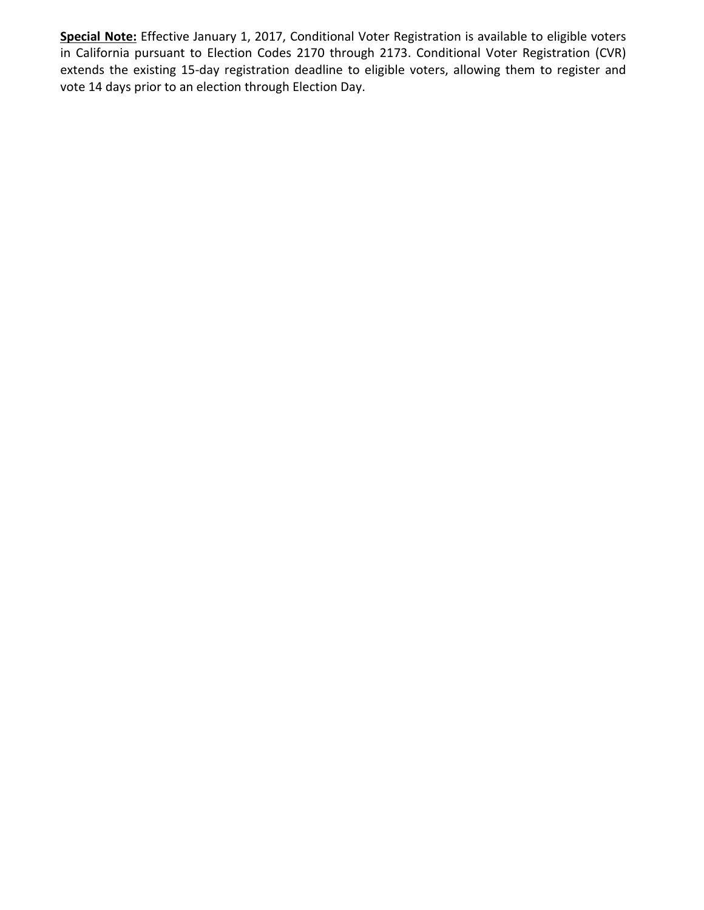**Special Note:** Effective January 1, 2017, Conditional Voter Registration is available to eligible voters in California pursuant to Election Codes 2170 through 2173. Conditional Voter Registration (CVR) extends the existing 15-day registration deadline to eligible voters, allowing them to register and vote 14 days prior to an election through Election Day.